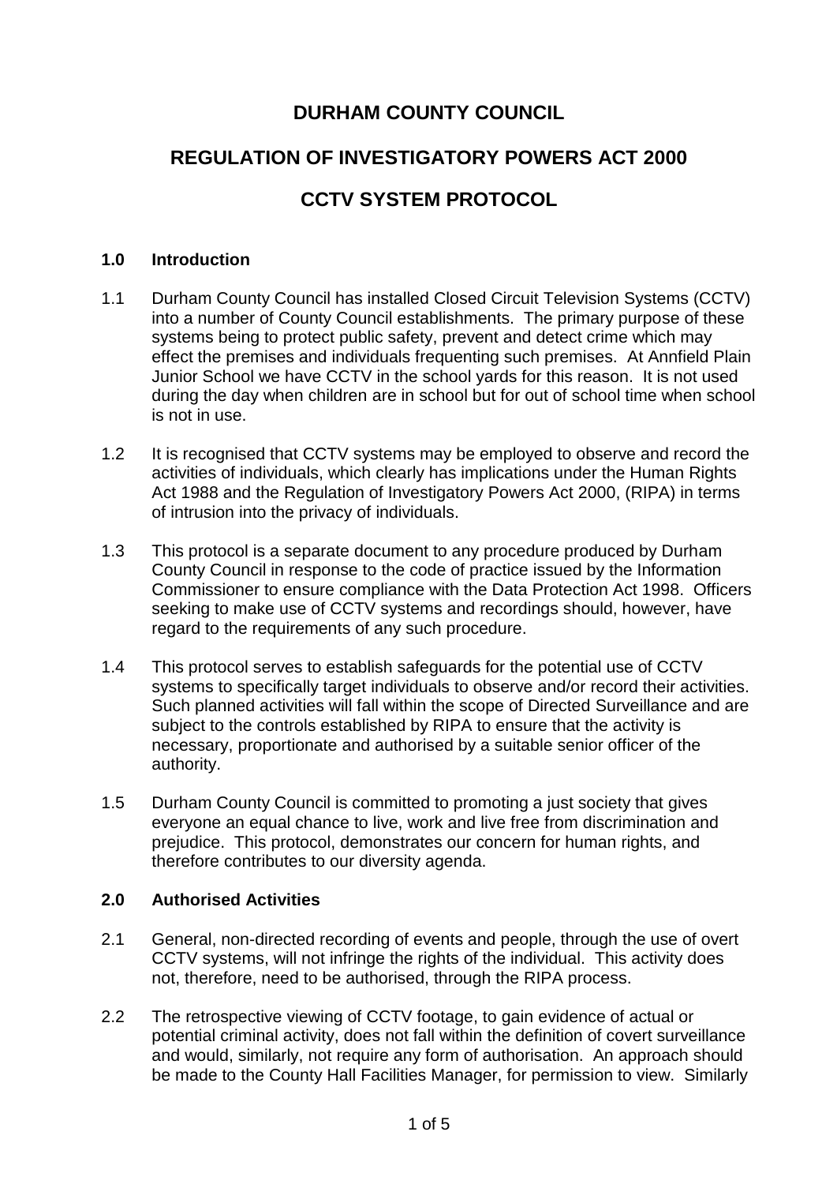# DURHAM COUNTY COUNCIL

# REGULATION OF INVESTIGATORY POWERS ACT 2000

# CCTV SYSTEM PROTOCOL

## 1.0 Introduction

1.1 Durham County Council has installed Closed Circuit Television Systems (CCTV) into a number of County Council establishments. The primary purpose of these systems being to protect public safety, prevent and detect crime which may effect the premises and individuals frequenting such premises. At Annfield Plain Junior School we have CCTV in the school yards for this reason. It is not used during the day when children are in school but for out of school time when school is not in use.

1.2 It is recognised that CCTV systems may be employed to observe and record the activities of individuals, which clearly has implications under the Human Rights Act 1988 and the Regulation of Investigatory Powers Act 2000, (RIPA) in terms of intrusion into the privacy of individuals.

1.3 This protocol is a separate document to any procedure produced by Durham County Council in response to the code of practice issued by the Information Commissioner to ensure compliance with the Data Protection Act 1998. Officers seeking to make use of CCTV systems and recordings should, however, have regard to the requirements of any such procedure.

1.4 This protocol serves to establish safeguards for the potential use of CCTV systems to specifically target individuals to observe and/or record their activities. Such planned activities will fall within the scope of Directed Surveillance and are subject to the controls established by RIPA to ensure that the activity is necessary, proportionate and authorised by a suitable senior officer of the authority.

1.5 Durham County Council is committed to promoting a just society that gives everyone an equal chance to live, work and live free from discrimination and prejudice. This protocol, demonstrates our concern for human rights, and therefore contributes to our diversity agenda.

## 2.0 Authorised Activities

2.1 General, non-directed recording of events and people, through the use of overt CCTV systems, will not infringe the rights of the individual. This activity does not, therefore, need to be authorised, through the RIPA process.

2.2 The retrospective viewing of CCTV footage, to gain evidence of actual or potential criminal activity, does not fall within the definition of covert surveillance and would, similarly, not require any form of authorisation. An approach should be made to the County Hall Facilities Manager, for permission to view. Similarly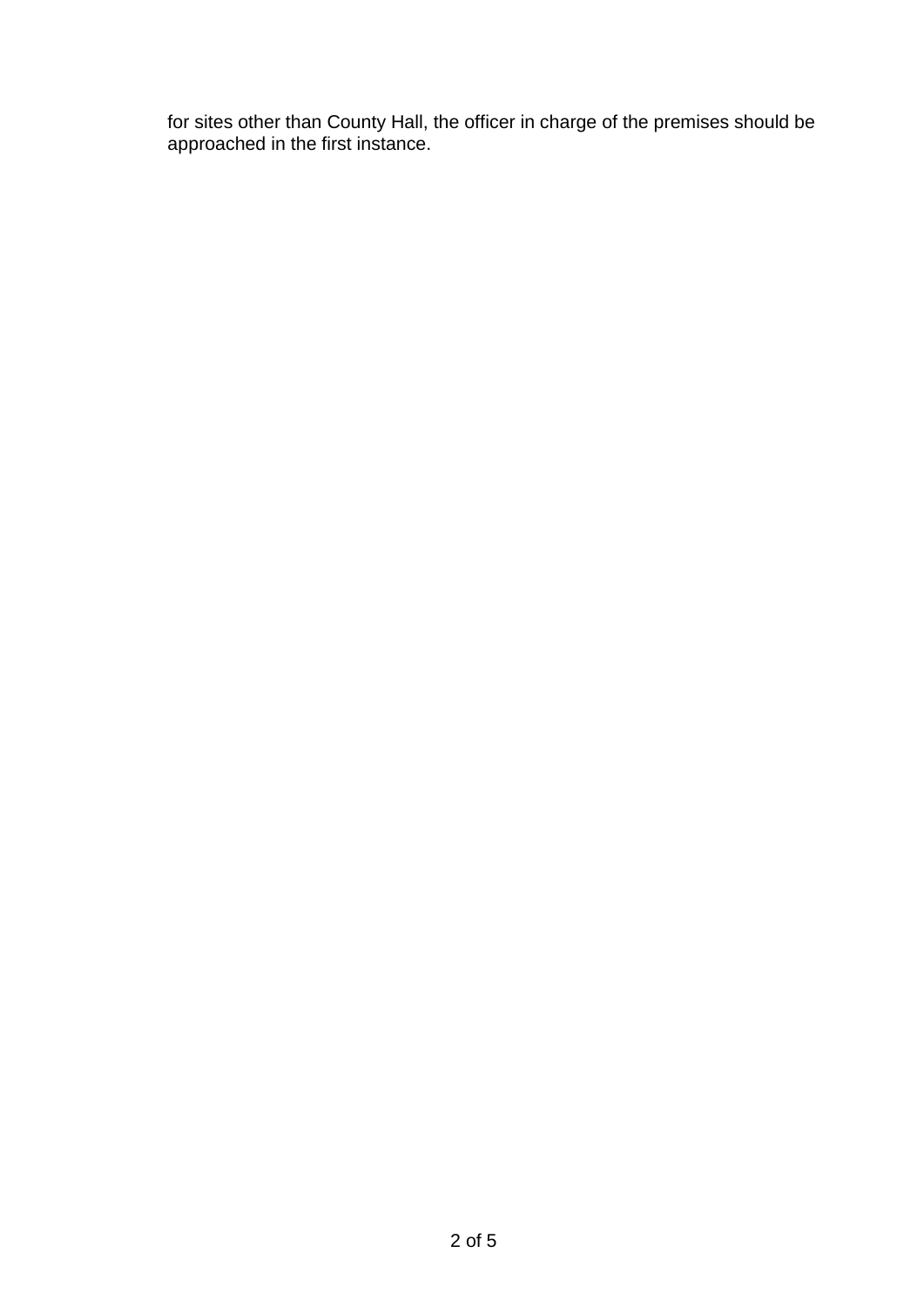for sites other than County Hall, the officer in charge of the premises should be approached in the first instance.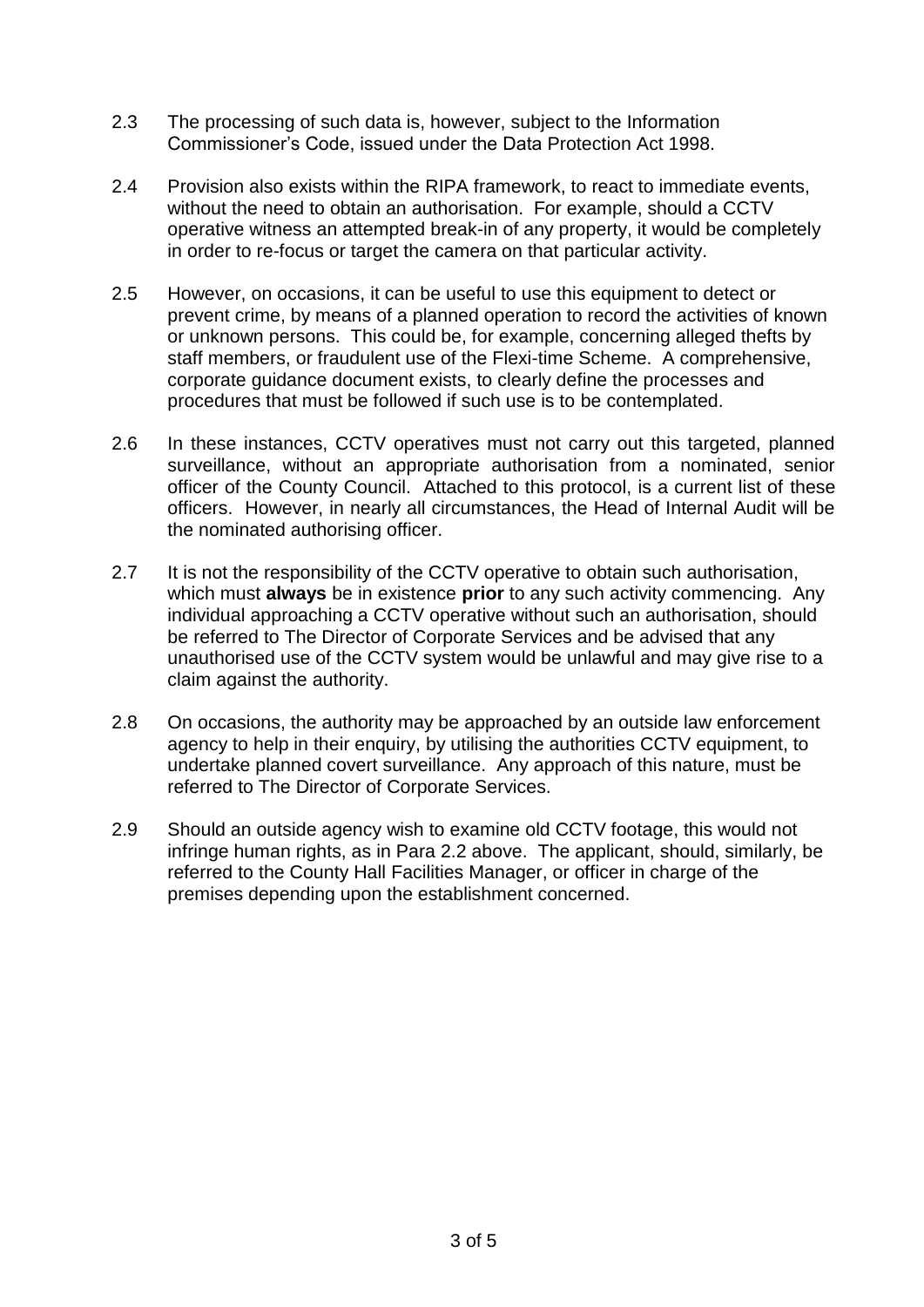2.3 The processing of such data is, however, subject to the Information Commissioner's Code, issued under the Data Protection Act 1998.

2.4 Provision also exists within the RIPA framework, to react to immediate events, without the need to obtain an authorisation. For example, should a CCTV operative witness an attempted break-in of any property, it would be completely in order to re-focus or target the camera on that particular activity.

2.5 However, on occasions, it can be useful to use this equipment to detect or prevent crime, by means of a planned operation to record the activities of known or unknown persons. This could be, for example, concerning alleged thefts by staff members, or fraudulent use of the Flexi-time Scheme. A comprehensive, corporate guidance document exists, to clearly define the processes and procedures that must be followed if such use is to be contemplated.

2.6 In these instances, CCTV operatives must not carry out this targeted, planned surveillance, without an appropriate authorisation from a nominated, senior officer of the County Council. Attached to this protocol, is a current list of these officers. However, in nearly all circumstances, the Head of Internal Audit will be the nominated authorising officer.

2.7 It is not the responsibility of the CCTV operative to obtain such authorisation, which must **always** be in existence **prior** to any such activity commencing. Any individual approaching a CCTV operative without such an authorisation, should be referred to The Director of Corporate Services and be advised that any unauthorised use of the CCTV system would be unlawful and may give rise to a claim against the authority.

2.8 On occasions, the authority may be approached by an outside law enforcement agency to help in their enquiry, by utilising the authorities CCTV equipment, to undertake planned covert surveillance. Any approach of this nature, must be referred to The Director of Corporate Services.

2.9 Should an outside agency wish to examine old CCTV footage, this would not infringe human rights, as in Para 2.2 above. The applicant, should, similarly, be referred to the County Hall Facilities Manager, or officer in charge of the premises depending upon the establishment concerned.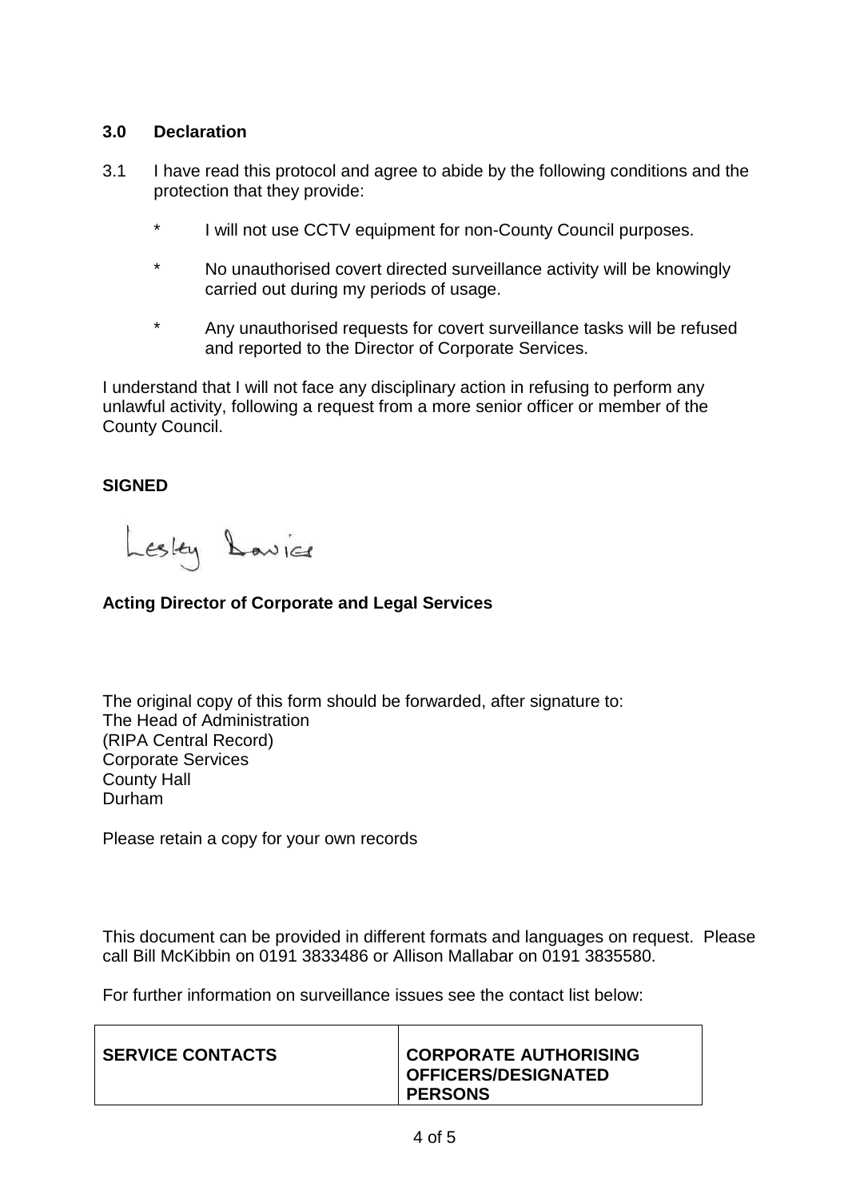### 3.0 Declaration

3.1 I have read this protocol and agree to abide by the following conditions and the protection that they provide:

* I will not use CCTV equipment for non-County Council purposes.
* No unauthorised covert directed surveillance activity will be knowingly carried out during my periods of usage.
* Any unauthorised requests for covert surveillance tasks will be refused and reported to the Director of Corporate Services.

I understand that I will not face any disciplinary action in refusing to perform any unlawful activity, following a request from a more senior officer or member of the County Council.

**SIGNED**

Lesley Davies

**Acting Director of Corporate and Legal Services**

The original copy of this form should be forwarded, after signature to:
The Head of Administration
(RIPA Central Record)
Corporate Services
County Hall
Durham

Please retain a copy for your own records

This document can be provided in different formats and languages on request. Please call Bill McKibbin on 0191 3833486 or Allison Mallabar on 0191 3835580.

For further information on surveillance issues see the contact list below:

| SERVICE CONTACTS | CORPORATE AUTHORISING OFFICERS/DESIGNATED PERSONS |
|---|---|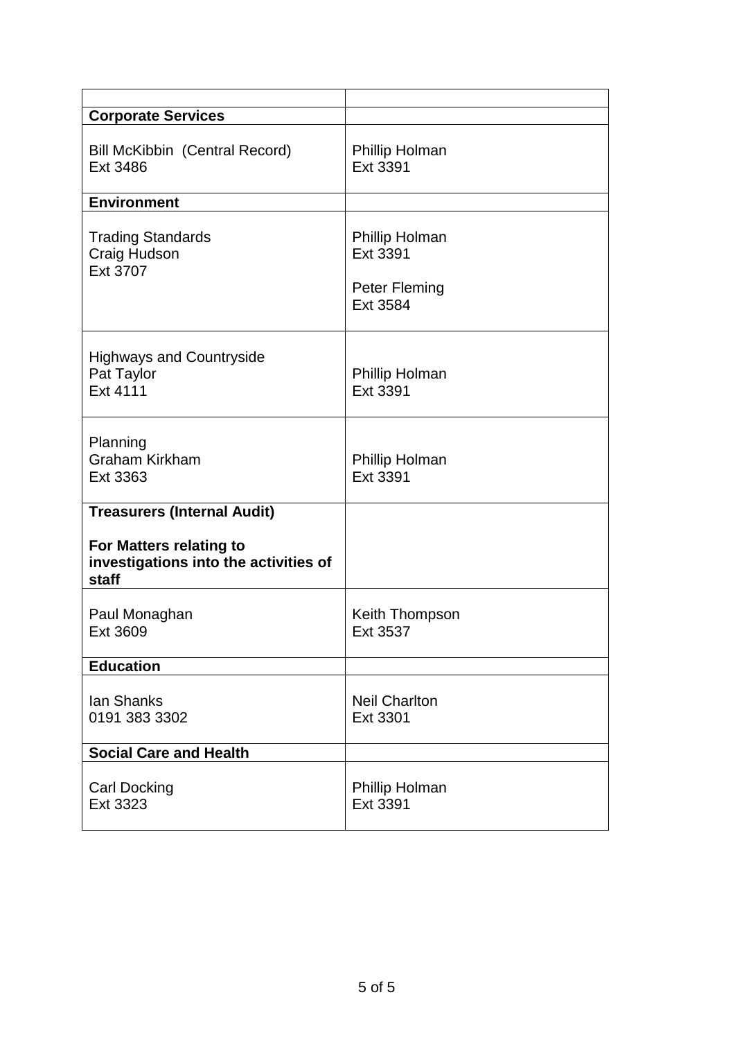| | |
|---|---|
| **Corporate Services** | |
| Bill McKibbin (Central Record)<br>Ext 3486 | Phillip Holman<br>Ext 3391 |
| **Environment** | |
| Trading Standards<br>Craig Hudson<br>Ext 3707 | Phillip Holman<br>Ext 3391<br><br>Peter Fleming<br>Ext 3584 |
| Highways and Countryside<br>Pat Taylor<br>Ext 4111 | Phillip Holman<br>Ext 3391 |
| Planning<br>Graham Kirkham<br>Ext 3363 | Phillip Holman<br>Ext 3391 |
| **Treasurers (Internal Audit)**<br><br>**For Matters relating to investigations into the activities of staff** | |
| Paul Monaghan<br>Ext 3609 | Keith Thompson<br>Ext 3537 |
| **Education** | |
| Ian Shanks<br>0191 383 3302 | Neil Charlton<br>Ext 3301 |
| **Social Care and Health** | |
| Carl Docking<br>Ext 3323 | Phillip Holman<br>Ext 3391 |